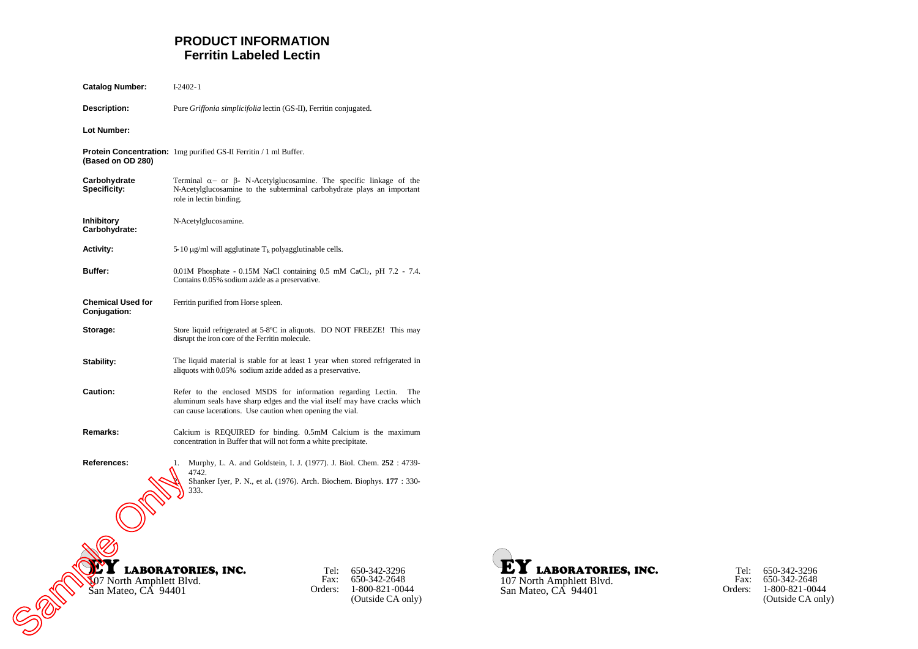# PRODUCT INFORMATION
## Ferritin Labeled Lectin

**Catalog Number:** I-2402-1

**Description:** Pure *Griffonia simplicifolia* lectin (GS-II), Ferritin conjugated.

**Lot Number:**

**Protein Concentration: (Based on OD 280)** 1mg purified GS-II Ferritin / 1 ml Buffer.

**Carbohydrate Specificity:** Terminal α– or β- N-Acetylglucosamine. The specific linkage of the N-Acetylglucosamine to the subterminal carbohydrate plays an important role in lectin binding.

**Inhibitory Carbohydrate:** N-Acetylglucosamine.

**Activity:** 5-10 µg/ml will agglutinate $T_k$ polyagglutinable cells.

**Buffer:** 0.01M Phosphate - 0.15M NaCl containing 0.5 mM $CaCl_2$, pH 7.2 - 7.4. Contains 0.05% sodium azide as a preservative.

**Chemical Used for Conjugation:** Ferritin purified from Horse spleen.

**Storage:** Store liquid refrigerated at 5-8ºC in aliquots. DO NOT FREEZE! This may disrupt the iron core of the Ferritin molecule.

**Stability:** The liquid material is stable for at least 1 year when stored refrigerated in aliquots with 0.05% sodium azide added as a preservative.

**Caution:** Refer to the enclosed MSDS for information regarding Lectin. The aluminum seals have sharp edges and the vial itself may have cracks which can cause lacerations. Use caution when opening the vial.

**Remarks:** Calcium is REQUIRED for binding. 0.5mM Calcium is the maximum concentration in Buffer that will not form a white precipitate.

**References:**

1. Murphy, L. A. and Goldstein, I. J. (1977). J. Biol. Chem. **252** : 4739-4742.
2. Shanker Iyer, P. N., et al. (1976). Arch. Biochem. Biophys. **177** : 330-333.

Sample Only

**EY LABORATORIES, INC.**
107 North Amphlett Blvd.
San Mateo, CA 94401

Tel: 650-342-3296
Fax: 650-342-2648
Orders: 1-800-821-0044 (Outside CA only)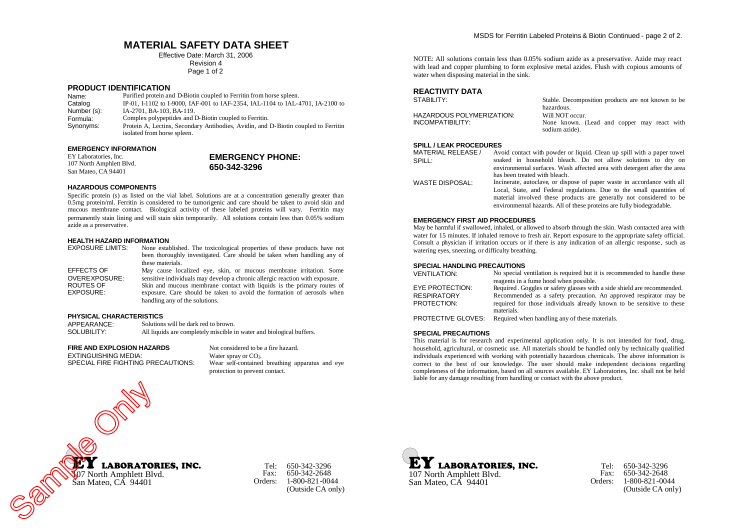# MATERIAL SAFETY DATA SHEET

Effective Date: March 31, 2006
Revision 4

## PRODUCT IDENTIFICATION

| | |
|---|---|
| Name: | Purified protein and D-Biotin coupled to Ferritin from horse spleen. |
| Catalog Number (s): | IP-01, I-1102 to I-9000, IAF-001 to IAF-2354, IAL-1104 to IAL-4701, IA-2100 to IA-2701, BA-103, BA-119. |
| Formula: | Complex polypeptides and D-Biotin coupled to Ferritin. |
| Synonyms: | Protein A, Lectins, Secondary Antibodies, Avidin, and D-Biotin coupled to Ferritin isolated from horse spleen. |

### EMERGENCY INFORMATION

EY Laboratories, Inc.
107 North Amphlett Blvd.
San Mateo, CA 94401

**EMERGENCY PHONE: 650-342-3296**

### HAZARDOUS COMPONENTS

Specific protein (s) as listed on the vial label. Solutions are at a concentration generally greater than 0.5mg protein/ml. Ferritin is considered to be tumorigenic and care should be taken to avoid skin and mucous membrane contact. Biological activity of these labeled proteins will vary. Ferritin may permanently stain lining and will stain skin temporarily. All solutions contain less than 0.05% sodium azide as a preservative.

### HEALTH HAZARD INFORMATION

| | |
|---|---|
| EXPOSURE LIMITS: | None established. The toxicological properties of these products have not been thoroughly investigated. Care should be taken when handling any of these materials. |
| EFFECTS OF OVEREXPOSURE: | May cause localized eye, skin, or mucous membrane irritation. Some sensitive individuals may develop a chronic allergic reaction with exposure. |
| ROUTES OF EXPOSURE: | Skin and mucous membrane contact with liquids is the primary routes of exposure. Care should be taken to avoid the formation of aerosols when handling any of the solutions. |

### PHYSICAL CHARACTERISTICS

| | |
|---|---|
| APPEARANCE: | Solutions will be dark red to brown. |
| SOLUBILITY: | All liquids are completely miscible in water and biological buffers. |

### FIRE AND EXPLOSION HAZARDS

| | |
|---|---|
| FIRE AND EXPLOSION HAZARDS | Not considered to be a fire hazard. |
| EXTINGUISHING MEDIA: | Water spray or $CO_2$. |
| SPECIAL FIRE FIGHTING PRECAUTIONS: | Wear self-contained breathing apparatus and eye protection to prevent contact. |

Sample Only

**EY LABORATORIES, INC.**
107 North Amphlett Blvd.
San Mateo, CA 94401

Tel: 650-342-3296
Fax: 650-342-2648
Orders: 1-800-821-0044 (Outside CA only)

MSDS for Ferritin Labeled Proteins & Biotin Continued

NOTE: All solutions contain less than 0.05% sodium azide as a preservative. Azide may react with lead and copper plumbing to form explosive metal azides. Flush with copious amounts of water when disposing material in the sink.

## REACTIVITY DATA

| | |
|---|---|
| STABILITY: | Stable. Decomposition products are not known to be hazardous. |
| HAZARDOUS POLYMERIZATION: | Will NOT occur. |
| INCOMPATIBILITY: | None known. (Lead and copper may react with sodium azide). |

### SPILL / LEAK PROCEDURES

| | |
|---|---|
| MATERIAL RELEASE / SPILL: | Avoid contact with powder or liquid. Clean up spill with a paper towel soaked in household bleach. Do not allow solutions to dry on environmental surfaces. Wash affected area with detergent after the area has been treated with bleach. |
| WASTE DISPOSAL: | Incinerate, autoclave, or dispose of paper waste in accordance with all Local, State, and Federal regulations. Due to the small quantities of material involved these products are generally not considered to be environmental hazards. All of these proteins are fully biodegradable. |

### EMERGENCY FIRST AID PROCEDURES

May be harmful if swallowed, inhaled, or allowed to absorb through the skin. Wash contacted area with water for 15 minutes. If inhaled remove to fresh air. Report exposure to the appropriate safety official. Consult a physician if irritation occurs or if there is any indication of an allergic response, such as watering eyes, sneezing, or difficulty breathing.

### SPECIAL HANDLING PRECAUTIONS

| | |
|---|---|
| VENTILATION: | No special ventilation is required but it is recommended to handle these reagents in a fume hood when possible. |
| EYE PROTECTION: | Required. Goggles or safety glasses with a side shield are recommended. |
| RESPIRATORY PROTECTION: | Recommended as a safety precaution. An approved respirator may be required for those individuals already known to be sensitive to these materials. |
| PROTECTIVE GLOVES: | Required when handling any of these materials. |

### SPECIAL PRECAUTIONS

This material is for research and experimental application only. It is not intended for food, drug, household, agricultural, or cosmetic use. All materials should be handled only by technically qualified individuals experienced with working with potentially hazardous chemicals. The above information is correct to the best of our knowledge. The user should make independent decisions regarding completeness of the information, based on all sources available. EY Laboratories, Inc. shall not be held liable for any damage resulting from handling or contact with the above product.

**EY LABORATORIES, INC.**
107 North Amphlett Blvd.
San Mateo, CA 94401

Tel: 650-342-3296
Fax: 650-342-2648
Orders: 1-800-821-0044 (Outside CA only)